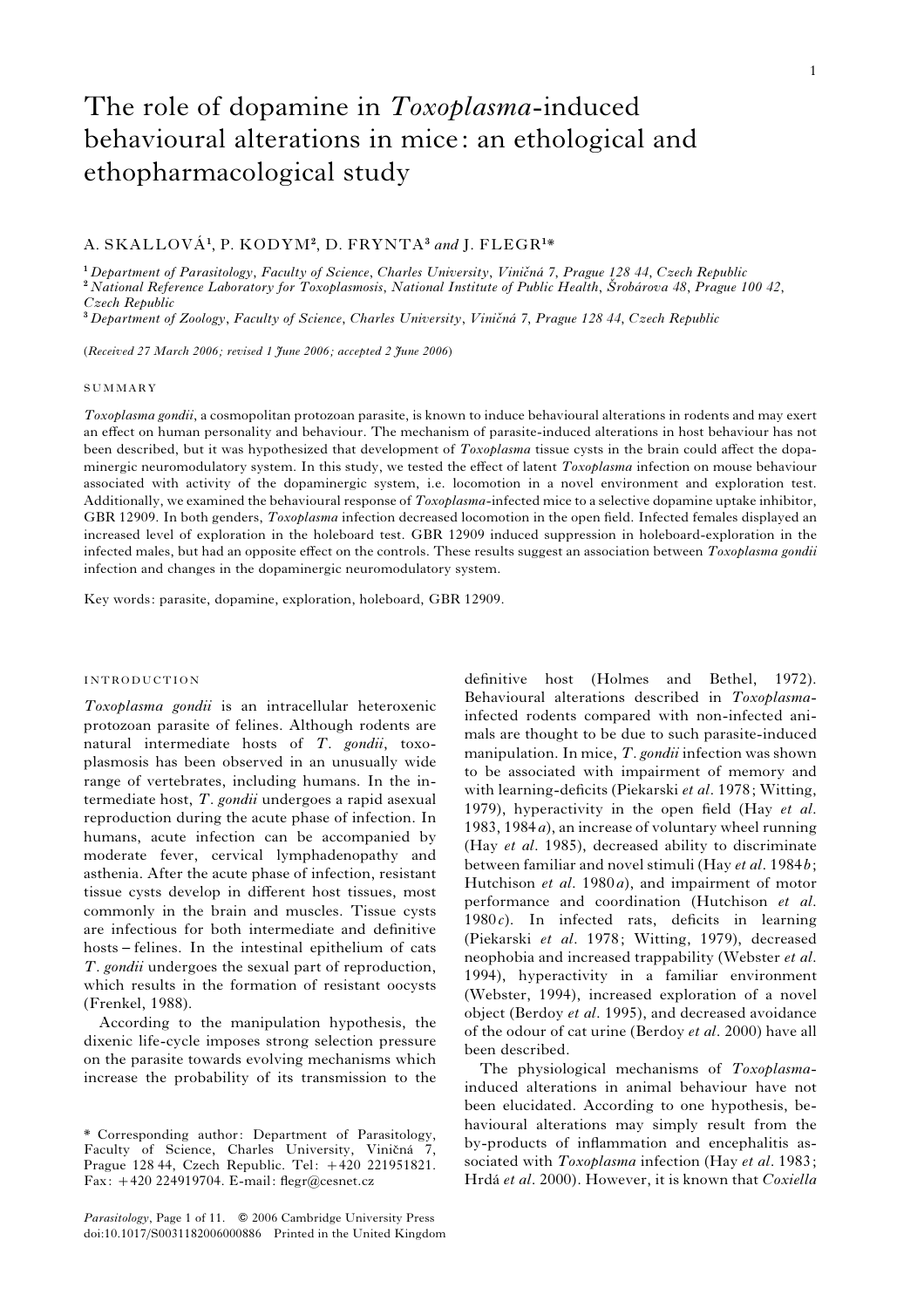# The role of dopamine in *Toxoplasma*-induced behavioural alterations in mice: an ethological and ethopharmacological study

A. SKALLOVÁ[1], P. KODYM[2], D. FRYNTA[3] *and* J. FLEGR[1]*

[1] *Department of Parasitology, Faculty of Science, Charles University, Viničná 7, Prague 128 44, Czech Republic*
[2] *National Reference Laboratory for Toxoplasmosis, National Institute of Public Health, Šrobárova 48, Prague 100 42, Czech Republic*
[3] *Department of Zoology, Faculty of Science, Charles University, Viničná 7, Prague 128 44, Czech Republic*

(*Received 27 March 2006; revised 1 June 2006; accepted 2 June 2006*)

## SUMMARY

*Toxoplasma gondii*, a cosmopolitan protozoan parasite, is known to induce behavioural alterations in rodents and may exert an effect on human personality and behaviour. The mechanism of parasite-induced alterations in host behaviour has not been described, but it was hypothesized that development of *Toxoplasma* tissue cysts in the brain could affect the dopaminergic neuromodulatory system. In this study, we tested the effect of latent *Toxoplasma* infection on mouse behaviour associated with activity of the dopaminergic system, i.e. locomotion in a novel environment and exploration test. Additionally, we examined the behavioural response of *Toxoplasma*-infected mice to a selective dopamine uptake inhibitor, GBR 12909. In both genders, *Toxoplasma* infection decreased locomotion in the open field. Infected females displayed an increased level of exploration in the holeboard test. GBR 12909 induced suppression in holeboard-exploration in the infected males, but had an opposite effect on the controls. These results suggest an association between *Toxoplasma gondii* infection and changes in the dopaminergic neuromodulatory system.

Key words: parasite, dopamine, exploration, holeboard, GBR 12909.

## INTRODUCTION

*Toxoplasma gondii* is an intracellular heteroxenic protozoan parasite of felines. Although rodents are natural intermediate hosts of *T. gondii*, toxoplasmosis has been observed in an unusually wide range of vertebrates, including humans. In the intermediate host, *T. gondii* undergoes a rapid asexual reproduction during the acute phase of infection. In humans, acute infection can be accompanied by moderate fever, cervical lymphadenopathy and asthenia. After the acute phase of infection, resistant tissue cysts develop in different host tissues, most commonly in the brain and muscles. Tissue cysts are infectious for both intermediate and definitive hosts – felines. In the intestinal epithelium of cats *T. gondii* undergoes the sexual part of reproduction, which results in the formation of resistant oocysts (Frenkel, 1988).

According to the manipulation hypothesis, the dixenic life-cycle imposes strong selection pressure on the parasite towards evolving mechanisms which increase the probability of its transmission to the definitive host (Holmes and Bethel, 1972). Behavioural alterations described in *Toxoplasma*-infected rodents compared with non-infected animals are thought to be due to such parasite-induced manipulation. In mice, *T. gondii* infection was shown to be associated with impairment of memory and with learning-deficits (Piekarski *et al*. 1978; Witting, 1979), hyperactivity in the open field (Hay *et al*. 1983, 1984*a*), an increase of voluntary wheel running (Hay *et al*. 1985), decreased ability to discriminate between familiar and novel stimuli (Hay *et al*. 1984*b*; Hutchison *et al*. 1980*a*), and impairment of motor performance and coordination (Hutchison *et al*. 1980*c*). In infected rats, deficits in learning (Piekarski *et al*. 1978; Witting, 1979), decreased neophobia and increased trappability (Webster *et al*. 1994), hyperactivity in a familiar environment (Webster, 1994), increased exploration of a novel object (Berdoy *et al*. 1995), and decreased avoidance of the odour of cat urine (Berdoy *et al*. 2000) have all been described.

The physiological mechanisms of *Toxoplasma*-induced alterations in animal behaviour have not been elucidated. According to one hypothesis, behavioural alterations may simply result from the by-products of inflammation and encephalitis associated with *Toxoplasma* infection (Hay *et al*. 1983; Hrdá *et al*. 2000). However, it is known that *Coxiella*

\* Corresponding author: Department of Parasitology, Faculty of Science, Charles University, Viničná 7, Prague 128 44, Czech Republic. Tel: +420 221951821. Fax: +420 224919704. E-mail: flegr@cesnet.cz

*Parasitology*, Page 1 of 11. © 2006 Cambridge University Press
doi:10.1017/S0031182006000886 Printed in the United Kingdom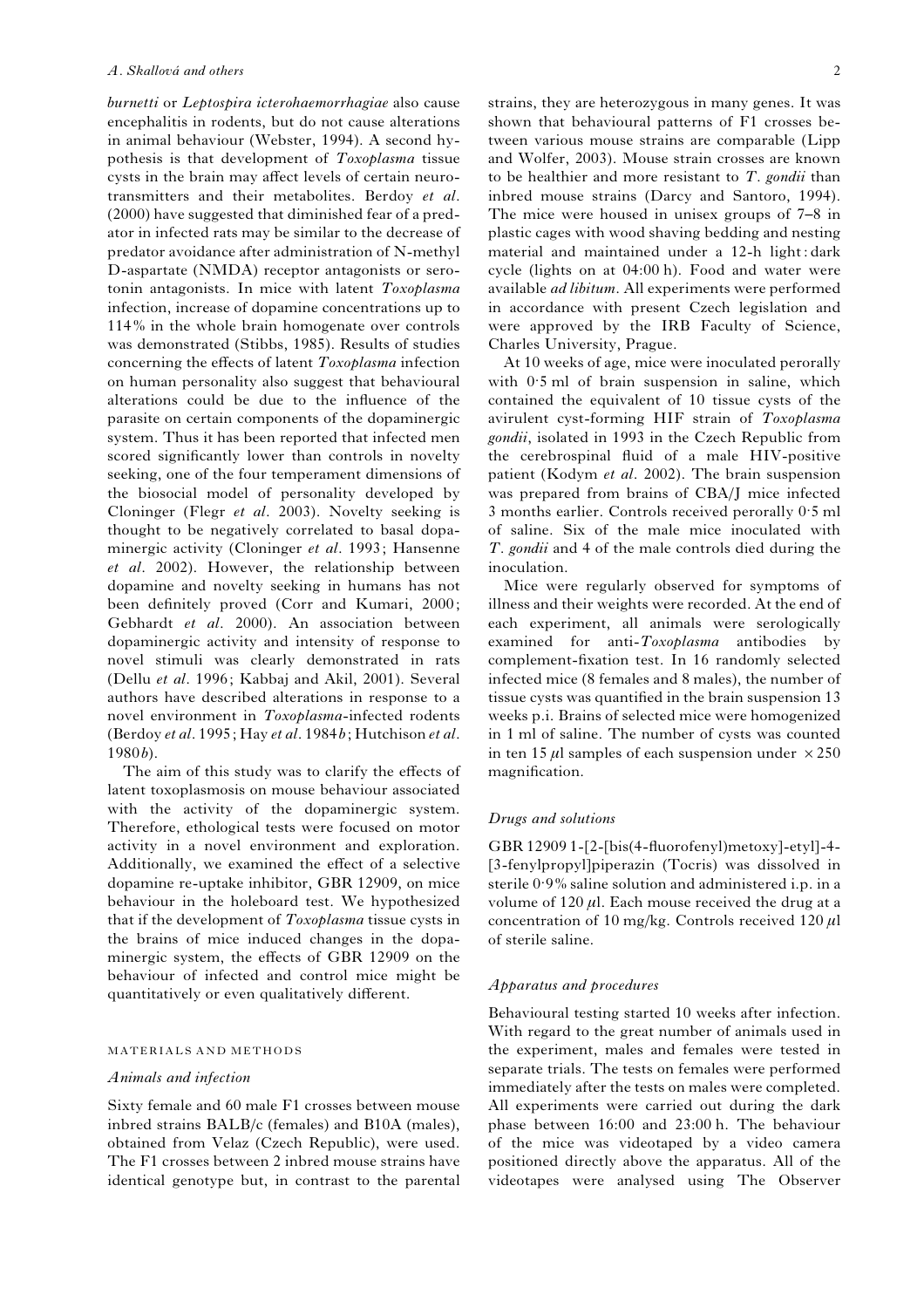*burnetti* or *Leptospira icterohaemorrhagiae* also cause encephalitis in rodents, but do not cause alterations in animal behaviour (Webster, 1994). A second hypothesis is that development of *Toxoplasma* tissue cysts in the brain may affect levels of certain neurotransmitters and their metabolites. Berdoy *et al.* (2000) have suggested that diminished fear of a predator in infected rats may be similar to the decrease of predator avoidance after administration of N-methyl D-aspartate (NMDA) receptor antagonists or serotonin antagonists. In mice with latent *Toxoplasma* infection, increase of dopamine concentrations up to 114% in the whole brain homogenate over controls was demonstrated (Stibbs, 1985). Results of studies concerning the effects of latent *Toxoplasma* infection on human personality also suggest that behavioural alterations could be due to the influence of the parasite on certain components of the dopaminergic system. Thus it has been reported that infected men scored significantly lower than controls in novelty seeking, one of the four temperament dimensions of the biosocial model of personality developed by Cloninger (Flegr *et al.* 2003). Novelty seeking is thought to be negatively correlated to basal dopaminergic activity (Cloninger *et al.* 1993; Hansenne *et al.* 2002). However, the relationship between dopamine and novelty seeking in humans has not been definitely proved (Corr and Kumari, 2000; Gebhardt *et al.* 2000). An association between dopaminergic activity and intensity of response to novel stimuli was clearly demonstrated in rats (Dellu *et al.* 1996; Kabbaj and Akil, 2001). Several authors have described alterations in response to a novel environment in *Toxoplasma*-infected rodents (Berdoy *et al.* 1995; Hay *et al.* 1984*b*; Hutchison *et al.* 1980*b*).

The aim of this study was to clarify the effects of latent toxoplasmosis on mouse behaviour associated with the activity of the dopaminergic system. Therefore, ethological tests were focused on motor activity in a novel environment and exploration. Additionally, we examined the effect of a selective dopamine re-uptake inhibitor, GBR 12909, on mice behaviour in the holeboard test. We hypothesized that if the development of *Toxoplasma* tissue cysts in the brains of mice induced changes in the dopaminergic system, the effects of GBR 12909 on the behaviour of infected and control mice might be quantitatively or even qualitatively different.

## MATERIALS AND METHODS

### *Animals and infection*

Sixty female and 60 male F1 crosses between mouse inbred strains BALB/c (females) and B10A (males), obtained from Velaz (Czech Republic), were used. The F1 crosses between 2 inbred mouse strains have identical genotype but, in contrast to the parental strains, they are heterozygous in many genes. It was shown that behavioural patterns of F1 crosses between various mouse strains are comparable (Lipp and Wolfer, 2003). Mouse strain crosses are known to be healthier and more resistant to *T. gondii* than inbred mouse strains (Darcy and Santoro, 1994). The mice were housed in unisex groups of 7–8 in plastic cages with wood shaving bedding and nesting material and maintained under a 12-h light : dark cycle (lights on at 04:00 h). Food and water were available *ad libitum*. All experiments were performed in accordance with present Czech legislation and were approved by the IRB Faculty of Science, Charles University, Prague.

At 10 weeks of age, mice were inoculated perorally with 0·5 ml of brain suspension in saline, which contained the equivalent of 10 tissue cysts of the avirulent cyst-forming HIF strain of *Toxoplasma gondii*, isolated in 1993 in the Czech Republic from the cerebrospinal fluid of a male HIV-positive patient (Kodym *et al.* 2002). The brain suspension was prepared from brains of CBA/J mice infected 3 months earlier. Controls received perorally 0·5 ml of saline. Six of the male mice inoculated with *T. gondii* and 4 of the male controls died during the inoculation.

Mice were regularly observed for symptoms of illness and their weights were recorded. At the end of each experiment, all animals were serologically examined for anti-*Toxoplasma* antibodies by complement-fixation test. In 16 randomly selected infected mice (8 females and 8 males), the number of tissue cysts was quantified in the brain suspension 13 weeks p.i. Brains of selected mice were homogenized in 1 ml of saline. The number of cysts was counted in ten 15 $\mu$l samples of each suspension under $\times 250$ magnification.

### *Drugs and solutions*

GBR 12909 1-[2-[bis(4-fluorofenyl)metoxy]-etyl]-4-[3-fenylpropyl]piperazin (Tocris) was dissolved in sterile 0·9% saline solution and administered i.p. in a volume of 120 $\mu$l. Each mouse received the drug at a concentration of 10 mg/kg. Controls received 120 $\mu$l of sterile saline.

### *Apparatus and procedures*

Behavioural testing started 10 weeks after infection. With regard to the great number of animals used in the experiment, males and females were tested in separate trials. The tests on females were performed immediately after the tests on males were completed. All experiments were carried out during the dark phase between 16:00 and 23:00 h. The behaviour of the mice was videotaped by a video camera positioned directly above the apparatus. All of the videotapes were analysed using The Observer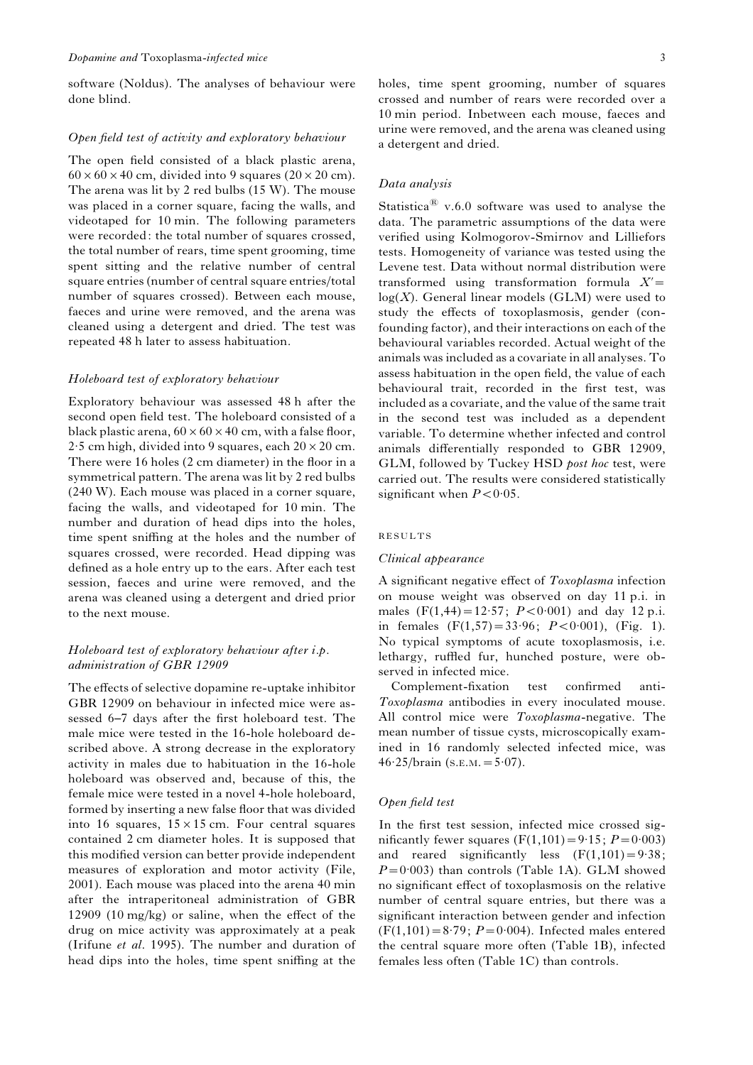software (Noldus). The analyses of behaviour were done blind.

### *Open field test of activity and exploratory behaviour*

The open field consisted of a black plastic arena, $60 \times 60 \times 40$ cm, divided into 9 squares ($20 \times 20$ cm). The arena was lit by 2 red bulbs (15 W). The mouse was placed in a corner square, facing the walls, and videotaped for 10 min. The following parameters were recorded: the total number of squares crossed, the total number of rears, time spent grooming, time spent sitting and the relative number of central square entries (number of central square entries/total number of squares crossed). Between each mouse, faeces and urine were removed, and the arena was cleaned using a detergent and dried. The test was repeated 48 h later to assess habituation.

### *Holeboard test of exploratory behaviour*

Exploratory behaviour was assessed 48 h after the second open field test. The holeboard consisted of a black plastic arena, $60 \times 60 \times 40$ cm, with a false floor, 2·5 cm high, divided into 9 squares, each $20 \times 20$ cm. There were 16 holes (2 cm diameter) in the floor in a symmetrical pattern. The arena was lit by 2 red bulbs (240 W). Each mouse was placed in a corner square, facing the walls, and videotaped for 10 min. The number and duration of head dips into the holes, time spent sniffing at the holes and the number of squares crossed, were recorded. Head dipping was defined as a hole entry up to the ears. After each test session, faeces and urine were removed, and the arena was cleaned using a detergent and dried prior to the next mouse.

### *Holeboard test of exploratory behaviour after i.p. administration of GBR 12909*

The effects of selective dopamine re-uptake inhibitor GBR 12909 on behaviour in infected mice were assessed 6–7 days after the first holeboard test. The male mice were tested in the 16-hole holeboard described above. A strong decrease in the exploratory activity in males due to habituation in the 16-hole holeboard was observed and, because of this, the female mice were tested in a novel 4-hole holeboard, formed by inserting a new false floor that was divided into 16 squares, $15 \times 15$ cm. Four central squares contained 2 cm diameter holes. It is supposed that this modified version can better provide independent measures of exploration and motor activity (File, 2001). Each mouse was placed into the arena 40 min after the intraperitoneal administration of GBR 12909 (10 mg/kg) or saline, when the effect of the drug on mice activity was approximately at a peak (Irifune *et al.* 1995). The number and duration of head dips into the holes, time spent sniffing at the holes, time spent grooming, number of squares crossed and number of rears were recorded over a 10 min period. Inbetween each mouse, faeces and urine were removed, and the arena was cleaned using a detergent and dried.

### *Data analysis*

Statistica® v.6.0 software was used to analyse the data. The parametric assumptions of the data were verified using Kolmogorov-Smirnov and Lilliefors tests. Homogeneity of variance was tested using the Levene test. Data without normal distribution were transformed using transformation formula $X' = \log(X)$. General linear models (GLM) were used to study the effects of toxoplasmosis, gender (confounding factor), and their interactions on each of the behavioural variables recorded. Actual weight of the animals was included as a covariate in all analyses. To assess habituation in the open field, the value of each behavioural trait, recorded in the first test, was included as a covariate, and the value of the same trait in the second test was included as a dependent variable. To determine whether infected and control animals differentially responded to GBR 12909, GLM, followed by Tuckey HSD *post hoc* test, were carried out. The results were considered statistically significant when $P < 0·05$.

## RESULTS

### *Clinical appearance*

A significant negative effect of *Toxoplasma* infection on mouse weight was observed on day 11 p.i. in males ($F(1,44) = 12·57$; $P < 0·001$) and day 12 p.i. in females ($F(1,57) = 33·96$; $P < 0·001$), (Fig. 1). No typical symptoms of acute toxoplasmosis, i.e. lethargy, ruffled fur, hunched posture, were observed in infected mice.

Complement-fixation test confirmed anti-*Toxoplasma* antibodies in every inoculated mouse. All control mice were *Toxoplasma*-negative. The mean number of tissue cysts, microscopically examined in 16 randomly selected infected mice, was 46·25/brain (S.E.M. = 5·07).

### *Open field test*

In the first test session, infected mice crossed significantly fewer squares ($F(1,101) = 9·15$; $P = 0·003$) and reared significantly less ($F(1,101) = 9·38$; $P = 0·003$) than controls (Table 1A). GLM showed no significant effect of toxoplasmosis on the relative number of central square entries, but there was a significant interaction between gender and infection ($F(1,101) = 8·79$; $P = 0·004$). Infected males entered the central square more often (Table 1B), infected females less often (Table 1C) than controls.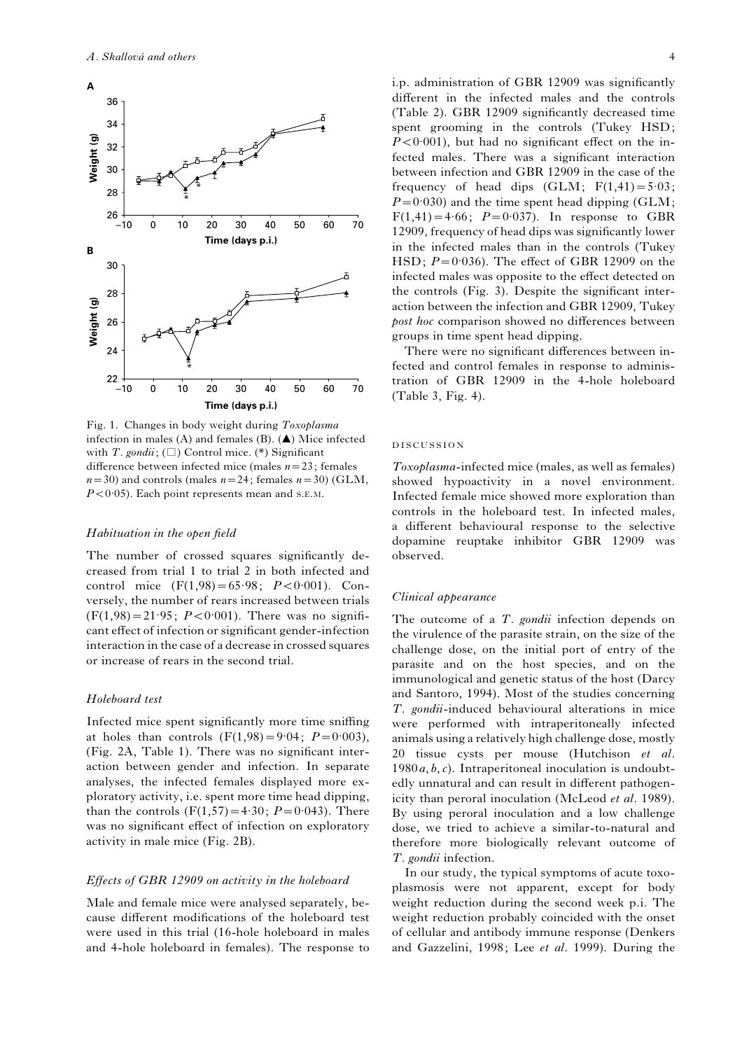Fig. 1. Changes in body weight during *Toxoplasma* infection in males (A) and females (B). (▲) Mice infected with *T. gondii*; (□) Control mice. (*) Significant difference between infected mice (males $n = 23$; females $n = 30$) and controls (males $n = 24$; females $n = 30$) (GLM, $P < 0{\cdot}05$). Each point represents mean and S.E.M.

### *Habituation in the open field*

The number of crossed squares significantly decreased from trial 1 to trial 2 in both infected and control mice ($F(1,98) = 65{\cdot}98$; $P < 0{\cdot}001$). Conversely, the number of rears increased between trials ($F(1,98) = 21{\cdot}95$; $P < 0{\cdot}001$). There was no significant effect of infection or significant gender-infection interaction in the case of a decrease in crossed squares or increase of rears in the second trial.

### *Holeboard test*

Infected mice spent significantly more time sniffing at holes than controls ($F(1,98) = 9{\cdot}04$; $P = 0{\cdot}003$), (Fig. 2A, Table 1). There was no significant interaction between gender and infection. In separate analyses, the infected females displayed more exploratory activity, i.e. spent more time head dipping, than the controls ($F(1,57) = 4{\cdot}30$; $P = 0{\cdot}043$). There was no significant effect of infection on exploratory activity in male mice (Fig. 2B).

### *Effects of GBR 12909 on activity in the holeboard*

Male and female mice were analysed separately, because different modifications of the holeboard test were used in this trial (16-hole holeboard in males and 4-hole holeboard in females). The response to i.p. administration of GBR 12909 was significantly different in the infected males and the controls (Table 2). GBR 12909 significantly decreased time spent grooming in the controls (Tukey HSD; $P < 0{\cdot}001$), but had no significant effect on the infected males. There was a significant interaction between infection and GBR 12909 in the case of the frequency of head dips (GLM; $F(1,41) = 5{\cdot}03$; $P = 0{\cdot}030$) and the time spent head dipping (GLM; $F(1,41) = 4{\cdot}66$; $P = 0{\cdot}037$). In response to GBR 12909, frequency of head dips was significantly lower in the infected males than in the controls (Tukey HSD; $P = 0{\cdot}036$). The effect of GBR 12909 on the infected males was opposite to the effect detected on the controls (Fig. 3). Despite the significant interaction between the infection and GBR 12909, Tukey *post hoc* comparison showed no differences between groups in time spent head dipping.

There were no significant differences between infected and control females in response to administration of GBR 12909 in the 4-hole holeboard (Table 3, Fig. 4).

## DISCUSSION

*Toxoplasma*-infected mice (males, as well as females) showed hypoactivity in a novel environment. Infected female mice showed more exploration than controls in the holeboard test. In infected males, a different behavioural response to the selective dopamine reuptake inhibitor GBR 12909 was observed.

### *Clinical appearance*

The outcome of a *T. gondii* infection depends on the virulence of the parasite strain, on the size of the challenge dose, on the initial port of entry of the parasite and on the host species, and on the immunological and genetic status of the host (Darcy and Santoro, 1994). Most of the studies concerning *T. gondii*-induced behavioural alterations in mice were performed with intraperitoneally infected animals using a relatively high challenge dose, mostly 20 tissue cysts per mouse (Hutchison *et al.* 1980*a, b, c*). Intraperitoneal inoculation is undoubtedly unnatural and can result in different pathogenicity than peroral inoculation (McLeod *et al.* 1989). By using peroral inoculation and a low challenge dose, we tried to achieve a similar-to-natural and therefore more biologically relevant outcome of *T. gondii* infection.

In our study, the typical symptoms of acute toxoplasmosis were not apparent, except for body weight reduction during the second week p.i. The weight reduction probably coincided with the onset of cellular and antibody immune response (Denkers and Gazzelini, 1998; Lee *et al.* 1999). During the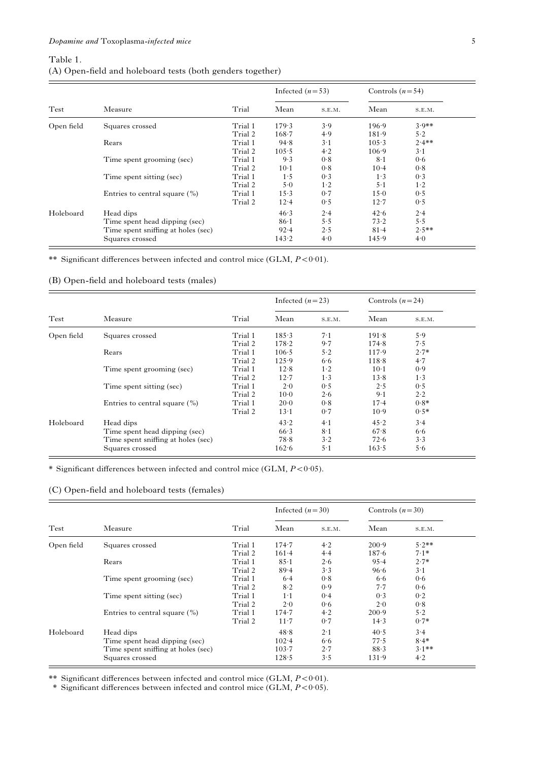Table 1.

(A) Open-field and holeboard tests (both genders together)

| Test | Measure | Trial | Infected ($n=53$) | | Controls ($n=54$) | |
|---|---|---|---|---|---|---|
| | | | Mean | S.E.M. | Mean | S.E.M. |
| Open field | Squares crossed | Trial 1 | 179·3 | 3·9 | 196·9 | 3·9** |
| | | Trial 2 | 168·7 | 4·9 | 181·9 | 5·2 |
| | Rears | Trial 1 | 94·8 | 3·1 | 105·3 | 2·4** |
| | | Trial 2 | 105·5 | 4·2 | 106·9 | 3·1 |
| | Time spent grooming (sec) | Trial 1 | 9·3 | 0·8 | 8·1 | 0·6 |
| | | Trial 2 | 10·1 | 0·8 | 10·4 | 0·8 |
| | Time spent sitting (sec) | Trial 1 | 1·5 | 0·3 | 1·3 | 0·3 |
| | | Trial 2 | 5·0 | 1·2 | 5·1 | 1·2 |
| | Entries to central square (%) | Trial 1 | 15·3 | 0·7 | 15·0 | 0·5 |
| | | Trial 2 | 12·4 | 0·5 | 12·7 | 0·5 |
| Holeboard | Head dips | | 46·3 | 2·4 | 42·6 | 2·4 |
| | Time spent head dipping (sec) | | 86·1 | 5·5 | 73·2 | 5·5 |
| | Time spent sniffing at holes (sec) | | 92·4 | 2·5 | 81·4 | 2·5** |
| | Squares crossed | | 143·2 | 4·0 | 145·9 | 4·0 |

** Significant differences between infected and control mice (GLM, $P<0·01$).

(B) Open-field and holeboard tests (males)

| Test | Measure | Trial | Infected ($n=23$) | | Controls ($n=24$) | |
|---|---|---|---|---|---|---|
| | | | Mean | S.E.M. | Mean | S.E.M. |
| Open field | Squares crossed | Trial 1 | 185·3 | 7·1 | 191·8 | 5·9 |
| | | Trial 2 | 178·2 | 9·7 | 174·8 | 7·5 |
| | Rears | Trial 1 | 106·5 | 5·2 | 117·9 | 2·7* |
| | | Trial 2 | 125·9 | 6·6 | 118·8 | 4·7 |
| | Time spent grooming (sec) | Trial 1 | 12·8 | 1·2 | 10·1 | 0·9 |
| | | Trial 2 | 12·7 | 1·3 | 13·8 | 1·3 |
| | Time spent sitting (sec) | Trial 1 | 2·0 | 0·5 | 2·5 | 0·5 |
| | | Trial 2 | 10·0 | 2·6 | 9·1 | 2·2 |
| | Entries to central square (%) | Trial 1 | 20·0 | 0·8 | 17·4 | 0·8* |
| | | Trial 2 | 13·1 | 0·7 | 10·9 | 0·5* |
| Holeboard | Head dips | | 43·2 | 4·1 | 45·2 | 3·4 |
| | Time spent head dipping (sec) | | 66·3 | 8·1 | 67·8 | 6·6 |
| | Time spent sniffing at holes (sec) | | 78·8 | 3·2 | 72·6 | 3·3 |
| | Squares crossed | | 162·6 | 5·1 | 163·5 | 5·6 |

* Significant differences between infected and control mice (GLM, $P<0·05$).

(C) Open-field and holeboard tests (females)

| Test | Measure | Trial | Infected ($n=30$) | | Controls ($n=30$) | |
|---|---|---|---|---|---|---|
| | | | Mean | S.E.M. | Mean | S.E.M. |
| Open field | Squares crossed | Trial 1 | 174·7 | 4·2 | 200·9 | 5·2** |
| | | Trial 2 | 161·4 | 4·4 | 187·6 | 7·1* |
| | Rears | Trial 1 | 85·1 | 2·6 | 95·4 | 2·7* |
| | | Trial 2 | 89·4 | 3·3 | 96·6 | 3·1 |
| | Time spent grooming (sec) | Trial 1 | 6·4 | 0·8 | 6·6 | 0·6 |
| | | Trial 2 | 8·2 | 0·9 | 7·7 | 0·6 |
| | Time spent sitting (sec) | Trial 1 | 1·1 | 0·4 | 0·3 | 0·2 |
| | | Trial 2 | 2·0 | 0·6 | 2·0 | 0·8 |
| | Entries to central square (%) | Trial 1 | 174·7 | 4·2 | 200·9 | 5·2 |
| | | Trial 2 | 11·7 | 0·7 | 14·3 | 0·7* |
| Holeboard | Head dips | | 48·8 | 2·1 | 40·5 | 3·4 |
| | Time spent head dipping (sec) | | 102·4 | 6·6 | 77·5 | 8·4* |
| | Time spent sniffing at holes (sec) | | 103·7 | 2·7 | 88·3 | 3·1** |
| | Squares crossed | | 128·5 | 3·5 | 131·9 | 4·2 |

** Significant differences between infected and control mice (GLM, $P<0·01$).
* Significant differences between infected and control mice (GLM, $P<0·05$).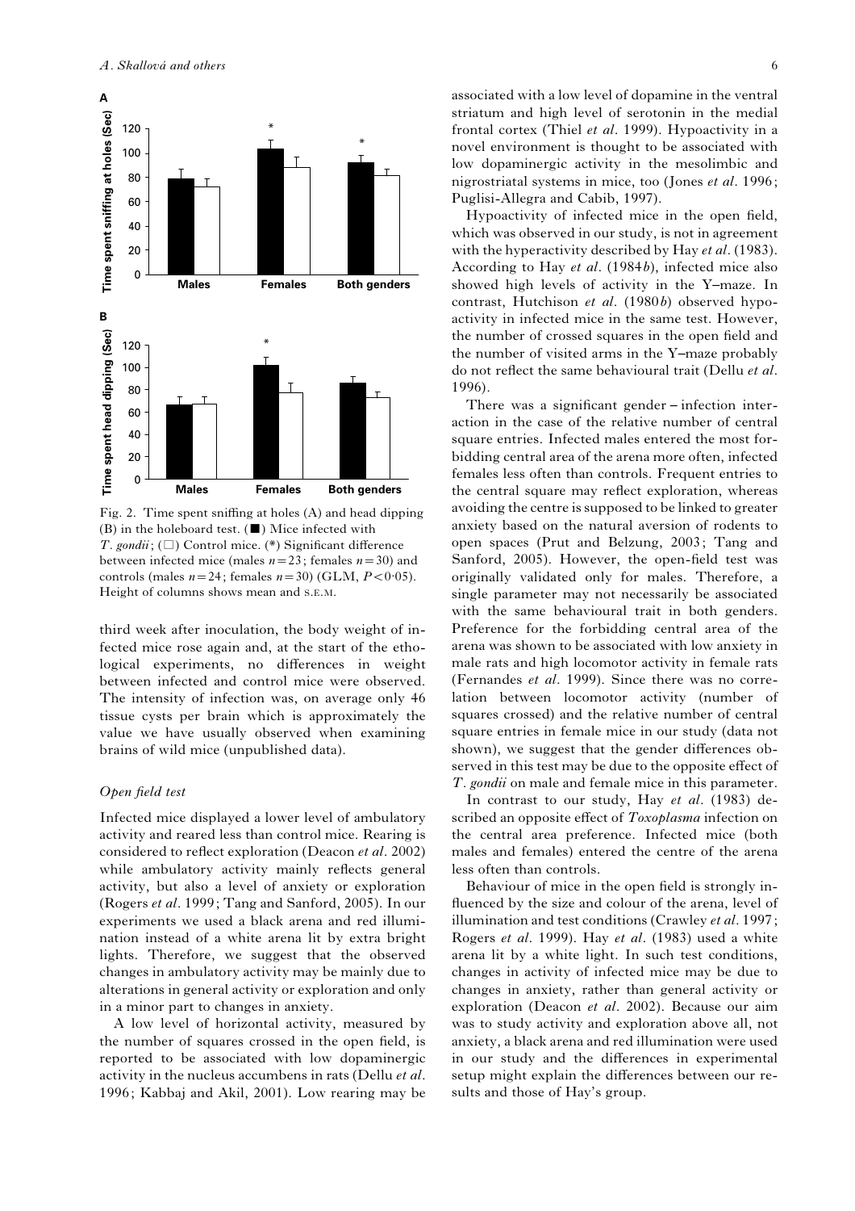Fig. 2. Time spent sniffing at holes (A) and head dipping (B) in the holeboard test. (■) Mice infected with *T. gondii*; (□) Control mice. (*) Significant difference between infected mice (males $n=23$; females $n=30$) and controls (males $n=24$; females $n=30$) (GLM, $P<0{\cdot}05$). Height of columns shows mean and S.E.M.

third week after inoculation, the body weight of infected mice rose again and, at the start of the ethological experiments, no differences in weight between infected and control mice were observed. The intensity of infection was, on average only 46 tissue cysts per brain which is approximately the value we have usually observed when examining brains of wild mice (unpublished data).

### *Open field test*

Infected mice displayed a lower level of ambulatory activity and reared less than control mice. Rearing is considered to reflect exploration (Deacon *et al*. 2002) while ambulatory activity mainly reflects general activity, but also a level of anxiety or exploration (Rogers *et al*. 1999; Tang and Sanford, 2005). In our experiments we used a black arena and red illumination instead of a white arena lit by extra bright lights. Therefore, we suggest that the observed changes in ambulatory activity may be mainly due to alterations in general activity or exploration and only in a minor part to changes in anxiety.

A low level of horizontal activity, measured by the number of squares crossed in the open field, is reported to be associated with low dopaminergic activity in the nucleus accumbens in rats (Dellu *et al*. 1996; Kabbaj and Akil, 2001). Low rearing may be associated with a low level of dopamine in the ventral striatum and high level of serotonin in the medial frontal cortex (Thiel *et al*. 1999). Hypoactivity in a novel environment is thought to be associated with low dopaminergic activity in the mesolimbic and nigrostriatal systems in mice, too (Jones *et al*. 1996; Puglisi-Allegra and Cabib, 1997).

Hypoactivity of infected mice in the open field, which was observed in our study, is not in agreement with the hyperactivity described by Hay *et al*. (1983). According to Hay *et al*. (1984*b*), infected mice also showed high levels of activity in the Y–maze. In contrast, Hutchison *et al*. (1980*b*) observed hypoactivity in infected mice in the same test. However, the number of crossed squares in the open field and the number of visited arms in the Y–maze probably do not reflect the same behavioural trait (Dellu *et al*. 1996).

There was a significant gender – infection interaction in the case of the relative number of central square entries. Infected males entered the most forbidding central area of the arena more often, infected females less often than controls. Frequent entries to the central square may reflect exploration, whereas avoiding the centre is supposed to be linked to greater anxiety based on the natural aversion of rodents to open spaces (Prut and Belzung, 2003; Tang and Sanford, 2005). However, the open-field test was originally validated only for males. Therefore, a single parameter may not necessarily be associated with the same behavioural trait in both genders. Preference for the forbidding central area of the arena was shown to be associated with low anxiety in male rats and high locomotor activity in female rats (Fernandes *et al*. 1999). Since there was no correlation between locomotor activity (number of squares crossed) and the relative number of central square entries in female mice in our study (data not shown), we suggest that the gender differences observed in this test may be due to the opposite effect of *T. gondii* on male and female mice in this parameter.

In contrast to our study, Hay *et al*. (1983) described an opposite effect of *Toxoplasma* infection on the central area preference. Infected mice (both males and females) entered the centre of the arena less often than controls.

Behaviour of mice in the open field is strongly influenced by the size and colour of the arena, level of illumination and test conditions (Crawley *et al*. 1997; Rogers *et al*. 1999). Hay *et al*. (1983) used a white arena lit by a white light. In such test conditions, changes in activity of infected mice may be due to changes in anxiety, rather than general activity or exploration (Deacon *et al*. 2002). Because our aim was to study activity and exploration above all, not anxiety, a black arena and red illumination were used in our study and the differences in experimental setup might explain the differences between our results and those of Hay's group.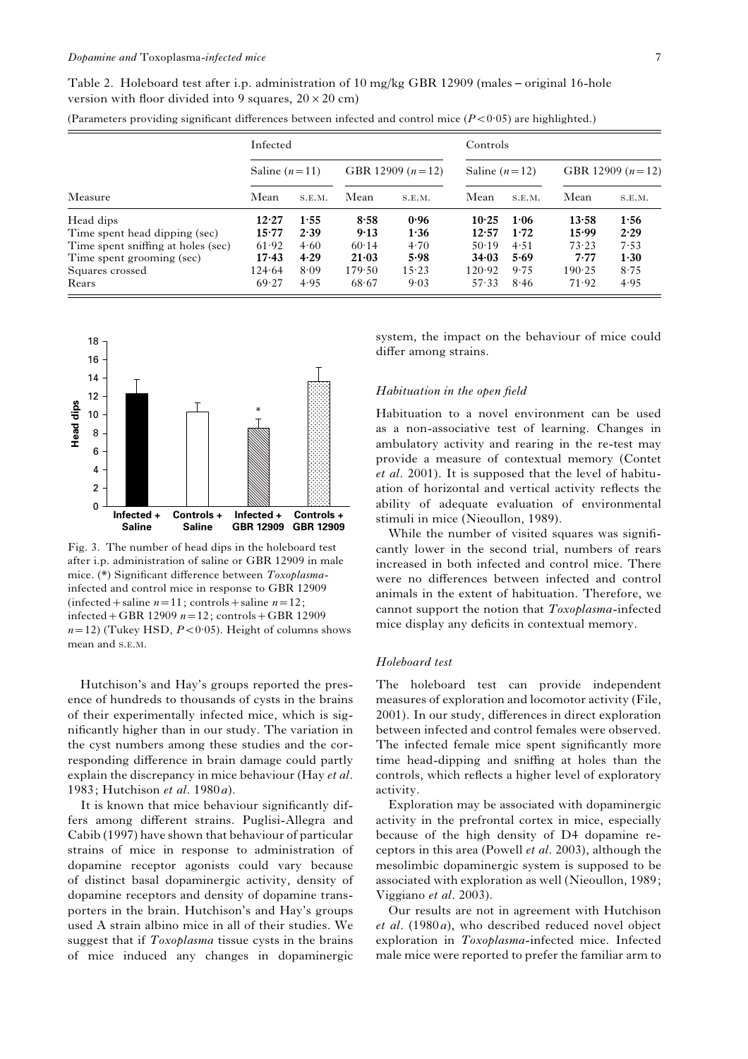Table 2. Holeboard test after i.p. administration of 10 mg/kg GBR 12909 (males – original 16-hole version with floor divided into 9 squares, $20 \times 20$ cm)

(Parameters providing significant differences between infected and control mice ($P<0{\cdot}05$) are highlighted.)

| | Infected | | | | Controls | | | |
|---|---|---|---|---|---|---|---|---|
| | Saline ($n=11$) | | GBR 12909 ($n=12$) | | Saline ($n=12$) | | GBR 12909 ($n=12$) | |
| Measure | Mean | S.E.M. | Mean | S.E.M. | Mean | S.E.M. | Mean | S.E.M. |
| **Head dips** | **12·27** | **1·55** | **8·58** | **0·96** | **10·25** | **1·06** | **13·58** | **1·56** |
| **Time spent head dipping (sec)** | **15·77** | **2·39** | **9·13** | **1·36** | **12·57** | **1·72** | **15·99** | **2·29** |
| Time spent sniffing at holes (sec) | 61·92 | 4·60 | 60·14 | 4·70 | 50·19 | 4·51 | 73·23 | 7·53 |
| **Time spent grooming (sec)** | **17·43** | **4·29** | **21·03** | **5·98** | **34·03** | **5·69** | **7·77** | **1·30** |
| Squares crossed | 124·64 | 8·09 | 179·50 | 15·23 | 120·92 | 9·75 | 190·25 | 8·75 |
| Rears | 69·27 | 4·95 | 68·67 | 9·03 | 57·33 | 8·46 | 71·92 | 4·95 |

Fig. 3. The number of head dips in the holeboard test after i.p. administration of saline or GBR 12909 in male mice. (*) Significant difference between *Toxoplasma*-infected and control mice in response to GBR 12909 (infected + saline $n=11$; controls + saline $n=12$; infected + GBR 12909 $n=12$; controls + GBR 12909 $n=12$) (Tukey HSD, $P<0{\cdot}05$). Height of columns shows mean and S.E.M.

Hutchison's and Hay's groups reported the presence of hundreds to thousands of cysts in the brains of their experimentally infected mice, which is significantly higher than in our study. The variation in the cyst numbers among these studies and the corresponding difference in brain damage could partly explain the discrepancy in mice behaviour (Hay *et al*. 1983; Hutchison *et al*. 1980*a*).

It is known that mice behaviour significantly differs among different strains. Puglisi-Allegra and Cabib (1997) have shown that behaviour of particular strains of mice in response to administration of dopamine receptor agonists could vary because of distinct basal dopaminergic activity, density of dopamine receptors and density of dopamine transporters in the brain. Hutchison's and Hay's groups used A strain albino mice in all of their studies. We suggest that if *Toxoplasma* tissue cysts in the brains of mice induced any changes in dopaminergic system, the impact on the behaviour of mice could differ among strains.

### *Habituation in the open field*

Habituation to a novel environment can be used as a non-associative test of learning. Changes in ambulatory activity and rearing in the re-test may provide a measure of contextual memory (Contet *et al*. 2001). It is supposed that the level of habituation of horizontal and vertical activity reflects the ability of adequate evaluation of environmental stimuli in mice (Nieoullon, 1989).

While the number of visited squares was significantly lower in the second trial, numbers of rears increased in both infected and control mice. There were no differences between infected and control animals in the extent of habituation. Therefore, we cannot support the notion that *Toxoplasma*-infected mice display any deficits in contextual memory.

### *Holeboard test*

The holeboard test can provide independent measures of exploration and locomotor activity (File, 2001). In our study, differences in direct exploration between infected and control females were observed. The infected female mice spent significantly more time head-dipping and sniffing at holes than the controls, which reflects a higher level of exploratory activity.

Exploration may be associated with dopaminergic activity in the prefrontal cortex in mice, especially because of the high density of D4 dopamine receptors in this area (Powell *et al*. 2003), although the mesolimbic dopaminergic system is supposed to be associated with exploration as well (Nieoullon, 1989; Viggiano *et al*. 2003).

Our results are not in agreement with Hutchison *et al*. (1980*a*), who described reduced novel object exploration in *Toxoplasma*-infected mice. Infected male mice were reported to prefer the familiar arm to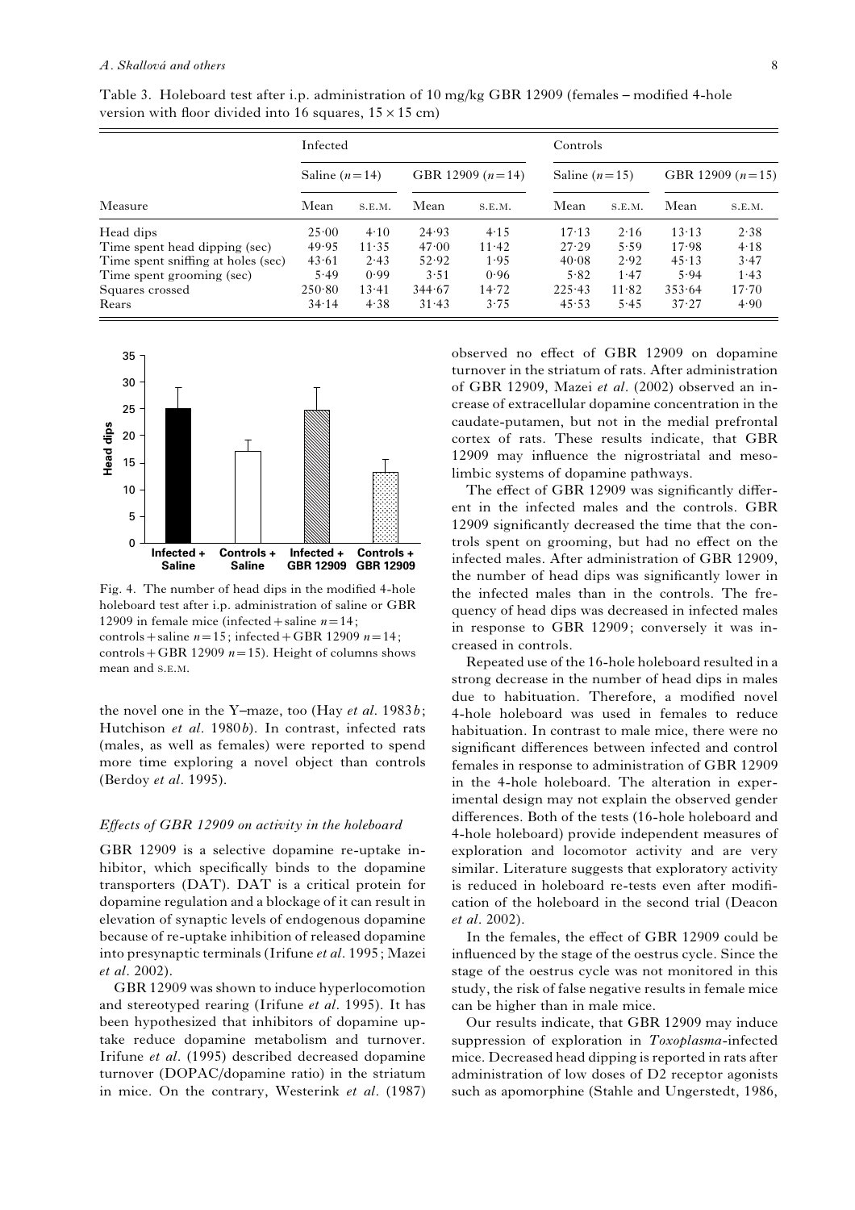Table 3. Holeboard test after i.p. administration of 10 mg/kg GBR 12909 (females – modified 4-hole version with floor divided into 16 squares, 15 × 15 cm)

| | Infected | | | | Controls | | | |
|---|---|---|---|---|---|---|---|---|
| | Saline ($n=14$) | | GBR 12909 ($n=14$) | | Saline ($n=15$) | | GBR 12909 ($n=15$) | |
| Measure | Mean | S.E.M. | Mean | S.E.M. | Mean | S.E.M. | Mean | S.E.M. |
| Head dips | 25·00 | 4·10 | 24·93 | 4·15 | 17·13 | 2·16 | 13·13 | 2·38 |
| Time spent head dipping (sec) | 49·95 | 11·35 | 47·00 | 11·42 | 27·29 | 5·59 | 17·98 | 4·18 |
| Time spent sniffing at holes (sec) | 43·61 | 2·43 | 52·92 | 1·95 | 40·08 | 2·92 | 45·13 | 3·47 |
| Time spent grooming (sec) | 5·49 | 0·99 | 3·51 | 0·96 | 5·82 | 1·47 | 5·94 | 1·43 |
| Squares crossed | 250·80 | 13·41 | 344·67 | 14·72 | 225·43 | 11·82 | 353·64 | 17·70 |
| Rears | 34·14 | 4·38 | 31·43 | 3·75 | 45·53 | 5·45 | 37·27 | 4·90 |

Fig. 4. The number of head dips in the modified 4-hole holeboard test after i.p. administration of saline or GBR 12909 in female mice (infected + saline $n=14$; controls + saline $n=15$; infected + GBR 12909 $n=14$; controls + GBR 12909 $n=15$). Height of columns shows mean and S.E.M.

the novel one in the Y–maze, too (Hay *et al*. 1983*b*; Hutchison *et al*. 1980*b*). In contrast, infected rats (males, as well as females) were reported to spend more time exploring a novel object than controls (Berdoy *et al*. 1995).

### *Effects of GBR 12909 on activity in the holeboard*

GBR 12909 is a selective dopamine re-uptake inhibitor, which specifically binds to the dopamine transporters (DAT). DAT is a critical protein for dopamine regulation and a blockage of it can result in elevation of synaptic levels of endogenous dopamine because of re-uptake inhibition of released dopamine into presynaptic terminals (Irifune *et al*. 1995; Mazei *et al*. 2002).

GBR 12909 was shown to induce hyperlocomotion and stereotyped rearing (Irifune *et al*. 1995). It has been hypothesized that inhibitors of dopamine uptake reduce dopamine metabolism and turnover. Irifune *et al*. (1995) described decreased dopamine turnover (DOPAC/dopamine ratio) in the striatum in mice. On the contrary, Westerink *et al*. (1987) observed no effect of GBR 12909 on dopamine turnover in the striatum of rats. After administration of GBR 12909, Mazei *et al*. (2002) observed an increase of extracellular dopamine concentration in the caudate-putamen, but not in the medial prefrontal cortex of rats. These results indicate, that GBR 12909 may influence the nigrostriatal and mesolimbic systems of dopamine pathways.

The effect of GBR 12909 was significantly different in the infected males and the controls. GBR 12909 significantly decreased the time that the controls spent on grooming, but had no effect on the infected males. After administration of GBR 12909, the number of head dips was significantly lower in the infected males than in the controls. The frequency of head dips was decreased in infected males in response to GBR 12909; conversely it was increased in controls.

Repeated use of the 16-hole holeboard resulted in a strong decrease in the number of head dips in males due to habituation. Therefore, a modified novel 4-hole holeboard was used in females to reduce habituation. In contrast to male mice, there were no significant differences between infected and control females in response to administration of GBR 12909 in the 4-hole holeboard. The alteration in experimental design may not explain the observed gender differences. Both of the tests (16-hole holeboard and 4-hole holeboard) provide independent measures of exploration and locomotor activity and are very similar. Literature suggests that exploratory activity is reduced in holeboard re-tests even after modification of the holeboard in the second trial (Deacon *et al*. 2002).

In the females, the effect of GBR 12909 could be influenced by the stage of the oestrus cycle. Since the stage of the oestrus cycle was not monitored in this study, the risk of false negative results in female mice can be higher than in male mice.

Our results indicate, that GBR 12909 may induce suppression of exploration in *Toxoplasma*-infected mice. Decreased head dipping is reported in rats after administration of low doses of D2 receptor agonists such as apomorphine (Stahle and Ungerstedt, 1986,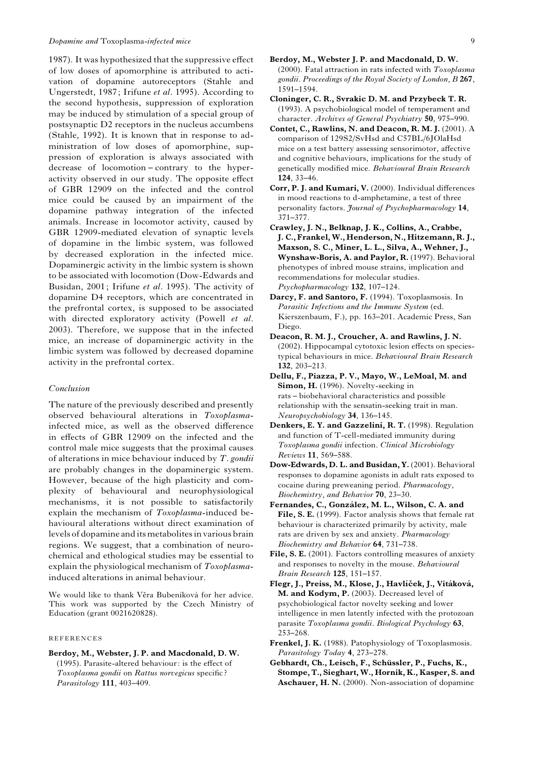1987). It was hypothesized that the suppressive effect of low doses of apomorphine is attributed to activation of dopamine autoreceptors (Stahle and Ungerstedt, 1987; Irifune *et al*. 1995). According to the second hypothesis, suppression of exploration may be induced by stimulation of a special group of postsynaptic D2 receptors in the nucleus accumbens (Stahle, 1992). It is known that in response to administration of low doses of apomorphine, suppression of exploration is always associated with decrease of locomotion – contrary to the hyperactivity observed in our study. The opposite effect of GBR 12909 on the infected and the control mice could be caused by an impairment of the dopamine pathway integration of the infected animals. Increase in locomotor activity, caused by GBR 12909-mediated elevation of synaptic levels of dopamine in the limbic system, was followed by decreased exploration in the infected mice. Dopaminergic activity in the limbic system is shown to be associated with locomotion (Dow-Edwards and Busidan, 2001; Irifune *et al*. 1995). The activity of dopamine D4 receptors, which are concentrated in the prefrontal cortex, is supposed to be associated with directed exploratory activity (Powell *et al*. 2003). Therefore, we suppose that in the infected mice, an increase of dopaminergic activity in the limbic system was followed by decreased dopamine activity in the prefrontal cortex.

### *Conclusion*

The nature of the previously described and presently observed behavioural alterations in *Toxoplasma*-infected mice, as well as the observed difference in effects of GBR 12909 on the infected and the control male mice suggests that the proximal causes of alterations in mice behaviour induced by *T. gondii* are probably changes in the dopaminergic system. However, because of the high plasticity and complexity of behavioural and neurophysiological mechanisms, it is not possible to satisfactorily explain the mechanism of *Toxoplasma*-induced behavioural alterations without direct examination of levels of dopamine and its metabolites in various brain regions. We suggest, that a combination of neurochemical and ethological studies may be essential to explain the physiological mechanism of *Toxoplasma*-induced alterations in animal behaviour.

We would like to thank Věra Bubeníková for her advice. This work was supported by the Czech Ministry of Education (grant 0021620828).

### REFERENCES

**Berdoy, M., Webster, J. P. and Macdonald, D. W.** (1995). Parasite-altered behaviour: is the effect of *Toxoplasma gondii* on *Rattus norvegicus* specific? *Parasitology* **111**, 403–409.

**Berdoy, M., Webster J. P. and Macdonald, D. W.** (2000). Fatal attraction in rats infected with *Toxoplasma gondii*. *Proceedings of the Royal Society of London, B* **267**, 1591–1594.

**Cloninger, C. R., Svrakic D. M. and Przybeck T. R.** (1993). A psychobiological model of temperament and character. *Archives of General Psychiatry* **50**, 975–990.

**Contet, C., Rawlins, N. and Deacon, R. M. J.** (2001). A comparison of 129S2/SvHsd and C57BL/6JOlaHsd mice on a test battery assessing sensorimotor, affective and cognitive behaviours, implications for the study of genetically modified mice. *Behavioural Brain Research* **124**, 33–46.

**Corr, P. J. and Kumari, V.** (2000). Individual differences in mood reactions to d-amphetamine, a test of three personality factors. *Journal of Psychopharmacology* **14**, 371–377.

**Crawley, J. N., Belknap, J. K., Collins, A., Crabbe, J. C., Frankel, W., Henderson, N., Hitzemann, R. J., Maxson, S. C., Miner, L. L., Silva, A., Wehner, J., Wynshaw-Boris, A. and Paylor, R.** (1997). Behavioral phenotypes of inbred mouse strains, implication and recommendations for molecular studies. *Psychopharmacology* **132**, 107–124.

**Darcy, F. and Santoro, F.** (1994). Toxoplasmosis. In *Parasitic Infections and the Immune System* (ed. Kierszenbaum, F.), pp. 163–201. Academic Press, San Diego.

**Deacon, R. M. J., Croucher, A. and Rawlins, J. N.** (2002). Hippocampal cytotoxic lesion effects on species-typical behaviours in mice. *Behavioural Brain Research* **132**, 203–213.

**Dellu, F., Piazza, P. V., Mayo, W., LeMoal, M. and Simon, H.** (1996). Novelty-seeking in rats – biobehavioral characteristics and possible relationship with the sensatin-seeking trait in man. *Neuropsychobiology* **34**, 136–145.

**Denkers, E. Y. and Gazzelini, R. T.** (1998). Regulation and function of T-cell-mediated immunity during *Toxoplasma gondii* infection. *Clinical Microbiology Reviews* **11**, 569–588.

**Dow-Edwards, D. L. and Busidan, Y.** (2001). Behavioral responses to dopamine agonists in adult rats exposed to cocaine during preweaning period. *Pharmacology, Biochemistry, and Behavior* **70**, 23–30.

**Fernandes, C., González, M. L., Wilson, C. A. and File, S. E.** (1999). Factor analysis shows that female rat behaviour is characterized primarily by activity, male rats are driven by sex and anxiety. *Pharmacology Biochemistry and Behavior* **64**, 731–738.

**File, S. E.** (2001). Factors controlling measures of anxiety and responses to novelty in the mouse. *Behavioural Brain Research* **125**, 151–157.

**Flegr, J., Preiss, M., Klose, J., Havlíček, J., Vitáková, M. and Kodym, P.** (2003). Decreased level of psychobiological factor novelty seeking and lower intelligence in men latently infected with the protozoan parasite *Toxoplasma gondii*. *Biological Psychology* **63**, 253–268.

**Frenkel, J. K.** (1988). Patophysiology of Toxoplasmosis. *Parasitology Today* **4**, 273–278.

**Gebhardt, Ch., Leisch, F., Schüssler, P., Fuchs, K., Stompe, T., Sieghart, W., Hornik, K., Kasper, S. and Aschauer, H. N.** (2000). Non-association of dopamine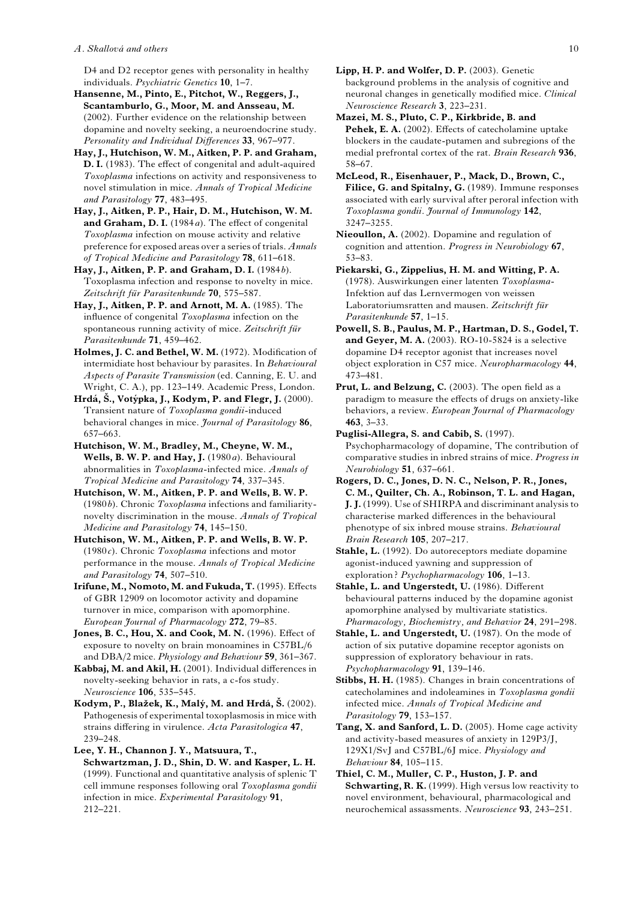D4 and D2 receptor genes with personality in healthy individuals. *Psychiatric Genetics* **10**, 1–7.

**Hansenne, M., Pinto, E., Pitchot, W., Reggers, J., Scantamburlo, G., Moor, M. and Ansseau, M.** (2002). Further evidence on the relationship between dopamine and novelty seeking, a neuroendocrine study. *Personality and Individual Differences* **33**, 967–977.

**Hay, J., Hutchison, W. M., Aitken, P. P. and Graham, D. I.** (1983). The effect of congenital and adult-aquired *Toxoplasma* infections on activity and responsiveness to novel stimulation in mice. *Annals of Tropical Medicine and Parasitology* **77**, 483–495.

**Hay, J., Aitken, P. P., Hair, D. M., Hutchison, W. M. and Graham, D. I.** (1984*a*). The effect of congenital *Toxoplasma* infection on mouse activity and relative preference for exposed areas over a series of trials. *Annals of Tropical Medicine and Parasitology* **78**, 611–618.

**Hay, J., Aitken, P. P. and Graham, D. I.** (1984*b*). Toxoplasma infection and response to novelty in mice. *Zeitschrift für Parasitenkunde* **70**, 575–587.

**Hay, J., Aitken, P. P. and Arnott, M. A.** (1985). The influence of congenital *Toxoplasma* infection on the spontaneous running activity of mice. *Zeitschrift für Parasitenkunde* **71**, 459–462.

**Holmes, J. C. and Bethel, W. M.** (1972). Modification of intermidiate host behaviour by parasites. In *Behavioural Aspects of Parasite Transmission* (ed. Canning, E. U. and Wright, C. A.), pp. 123–149. Academic Press, London.

**Hrdá, Š., Votýpka, J., Kodym, P. and Flegr, J.** (2000). Transient nature of *Toxoplasma gondii*-induced behavioral changes in mice. *Journal of Parasitology* **86**, 657–663.

**Hutchison, W. M., Bradley, M., Cheyne, W. M., Wells, B. W. P. and Hay, J.** (1980*a*). Behavioural abnormalities in *Toxoplasma*-infected mice. *Annals of Tropical Medicine and Parasitology* **74**, 337–345.

**Hutchison, W. M., Aitken, P. P. and Wells, B. W. P.** (1980*b*). Chronic *Toxoplasma* infections and familiarity-novelty discrimination in the mouse. *Annals of Tropical Medicine and Parasitology* **74**, 145–150.

**Hutchison, W. M., Aitken, P. P. and Wells, B. W. P.** (1980*c*). Chronic *Toxoplasma* infections and motor performance in the mouse. *Annals of Tropical Medicine and Parasitology* **74**, 507–510.

**Irifune, M., Nomoto, M. and Fukuda, T.** (1995). Effects of GBR 12909 on locomotor activity and dopamine turnover in mice, comparison with apomorphine. *European Journal of Pharmacology* **272**, 79–85.

**Jones, B. C., Hou, X. and Cook, M. N.** (1996). Effect of exposure to novelty on brain monoamines in C57BL/6 and DBA/2 mice. *Physiology and Behaviour* **59**, 361–367.

**Kabbaj, M. and Akil, H.** (2001). Individual differences in novelty-seeking behavior in rats, a c-fos study. *Neuroscience* **106**, 535–545.

**Kodym, P., Blažek, K., Malý, M. and Hrdá, Š.** (2002). Pathogenesis of experimental toxoplasmosis in mice with strains differing in virulence. *Acta Parasitologica* **47**, 239–248.

**Lee, Y. H., Channon J. Y., Matsuura, T., Schwartzman, J. D., Shin, D. W. and Kasper, L. H.** (1999). Functional and quantitative analysis of splenic T cell immune responses following oral *Toxoplasma gondii* infection in mice. *Experimental Parasitology* **91**, 212–221.

**Lipp, H. P. and Wolfer, D. P.** (2003). Genetic background problems in the analysis of cognitive and neuronal changes in genetically modified mice. *Clinical Neuroscience Research* **3**, 223–231.

**Mazei, M. S., Pluto, C. P., Kirkbride, B. and Pehek, E. A.** (2002). Effects of catecholamine uptake blockers in the caudate-putamen and subregions of the medial prefrontal cortex of the rat. *Brain Research* **936**, 58–67.

**McLeod, R., Eisenhauer, P., Mack, D., Brown, C., Filice, G. and Spitalny, G.** (1989). Immune responses associated with early survival after peroral infection with *Toxoplasma gondii*. *Journal of Immunology* **142**, 3247–3255.

**Nieoullon, A.** (2002). Dopamine and regulation of cognition and attention. *Progress in Neurobiology* **67**, 53–83.

**Piekarski, G., Zippelius, H. M. and Witting, P. A.** (1978). Auswirkungen einer latenten *Toxoplasma*-Infektion auf das Lernvermogen von weissen Laboratoriumsratten and mausen. *Zeitschrift für Parasitenkunde* **57**, 1–15.

**Powell, S. B., Paulus, M. P., Hartman, D. S., Godel, T. and Geyer, M. A.** (2003). RO-10-5824 is a selective dopamine D4 receptor agonist that increases novel object exploration in C57 mice. *Neuropharmacology* **44**, 473–481.

**Prut, L. and Belzung, C.** (2003). The open field as a paradigm to measure the effects of drugs on anxiety-like behaviors, a review. *European Journal of Pharmacology* **463**, 3–33.

**Puglisi-Allegra, S. and Cabib, S.** (1997). Psychopharmacology of dopamine, The contribution of comparative studies in inbred strains of mice. *Progress in Neurobiology* **51**, 637–661.

**Rogers, D. C., Jones, D. N. C., Nelson, P. R., Jones, C. M., Quilter, Ch. A., Robinson, T. L. and Hagan, J. J.** (1999). Use of SHIRPA and discriminant analysis to characterise marked differences in the behavioural phenotype of six inbred mouse strains. *Behavioural Brain Research* **105**, 207–217.

**Stahle, L.** (1992). Do autoreceptors mediate dopamine agonist-induced yawning and suppression of exploration? *Psychopharmacology* **106**, 1–13.

**Stahle, L. and Ungerstedt, U.** (1986). Different behavioural patterns induced by the dopamine agonist apomorphine analysed by multivariate statistics. *Pharmacology, Biochemistry, and Behavior* **24**, 291–298.

**Stahle, L. and Ungerstedt, U.** (1987). On the mode of action of six putative dopamine receptor agonists on suppression of exploratory behaviour in rats. *Psychopharmacology* **91**, 139–146.

**Stibbs, H. H.** (1985). Changes in brain concentrations of catecholamines and indoleamines in *Toxoplasma gondii* infected mice. *Annals of Tropical Medicine and Parasitology* **79**, 153–157.

**Tang, X. and Sanford, L. D.** (2005). Home cage activity and activity-based measures of anxiety in 129P3/J, 129X1/SvJ and C57BL/6J mice. *Physiology and Behaviour* **84**, 105–115.

**Thiel, C. M., Muller, C. P., Huston, J. P. and Schwarting, R. K.** (1999). High versus low reactivity to novel environment, behavioural, pharmacological and neurochemical assessments. *Neuroscience* **93**, 243–251.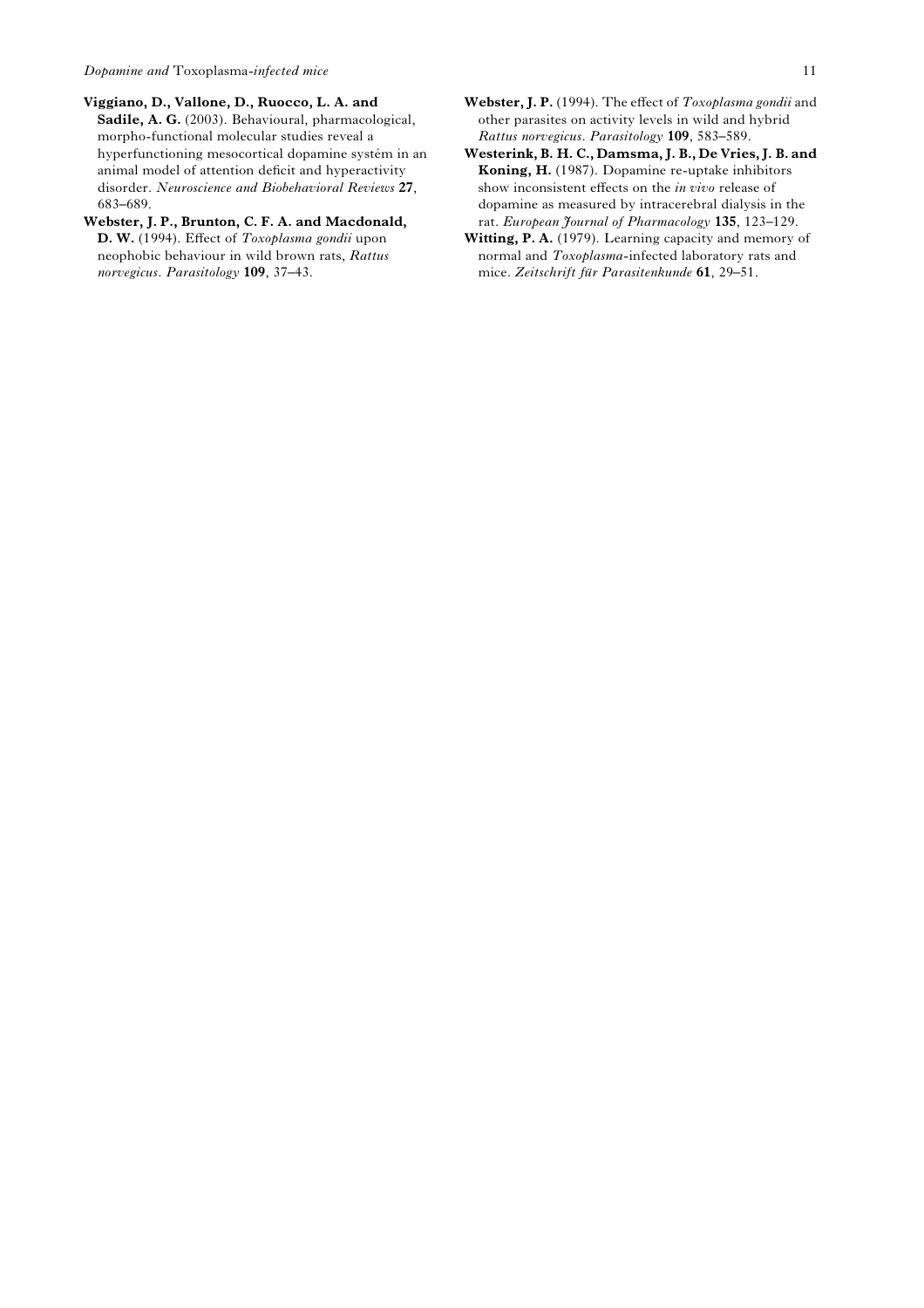**Viggiano, D., Vallone, D., Ruocco, L. A. and Sadile, A. G.** (2003). Behavioural, pharmacological, morpho-functional molecular studies reveal a hyperfunctioning mesocortical dopamine systém in an animal model of attention deficit and hyperactivity disorder. *Neuroscience and Biobehavioral Reviews* **27**, 683–689.

**Webster, J. P., Brunton, C. F. A. and Macdonald, D. W.** (1994). Effect of *Toxoplasma gondii* upon neophobic behaviour in wild brown rats, *Rattus norvegicus*. *Parasitology* **109**, 37–43.

**Webster, J. P.** (1994). The effect of *Toxoplasma gondii* and other parasites on activity levels in wild and hybrid *Rattus norvegicus*. *Parasitology* **109**, 583–589.

**Westerink, B. H. C., Damsma, J. B., De Vries, J. B. and Koning, H.** (1987). Dopamine re-uptake inhibitors show inconsistent effects on the *in vivo* release of dopamine as measured by intracerebral dialysis in the rat. *European Journal of Pharmacology* **135**, 123–129.

**Witting, P. A.** (1979). Learning capacity and memory of normal and *Toxoplasma*-infected laboratory rats and mice. *Zeitschrift für Parasitenkunde* **61**, 29–51.